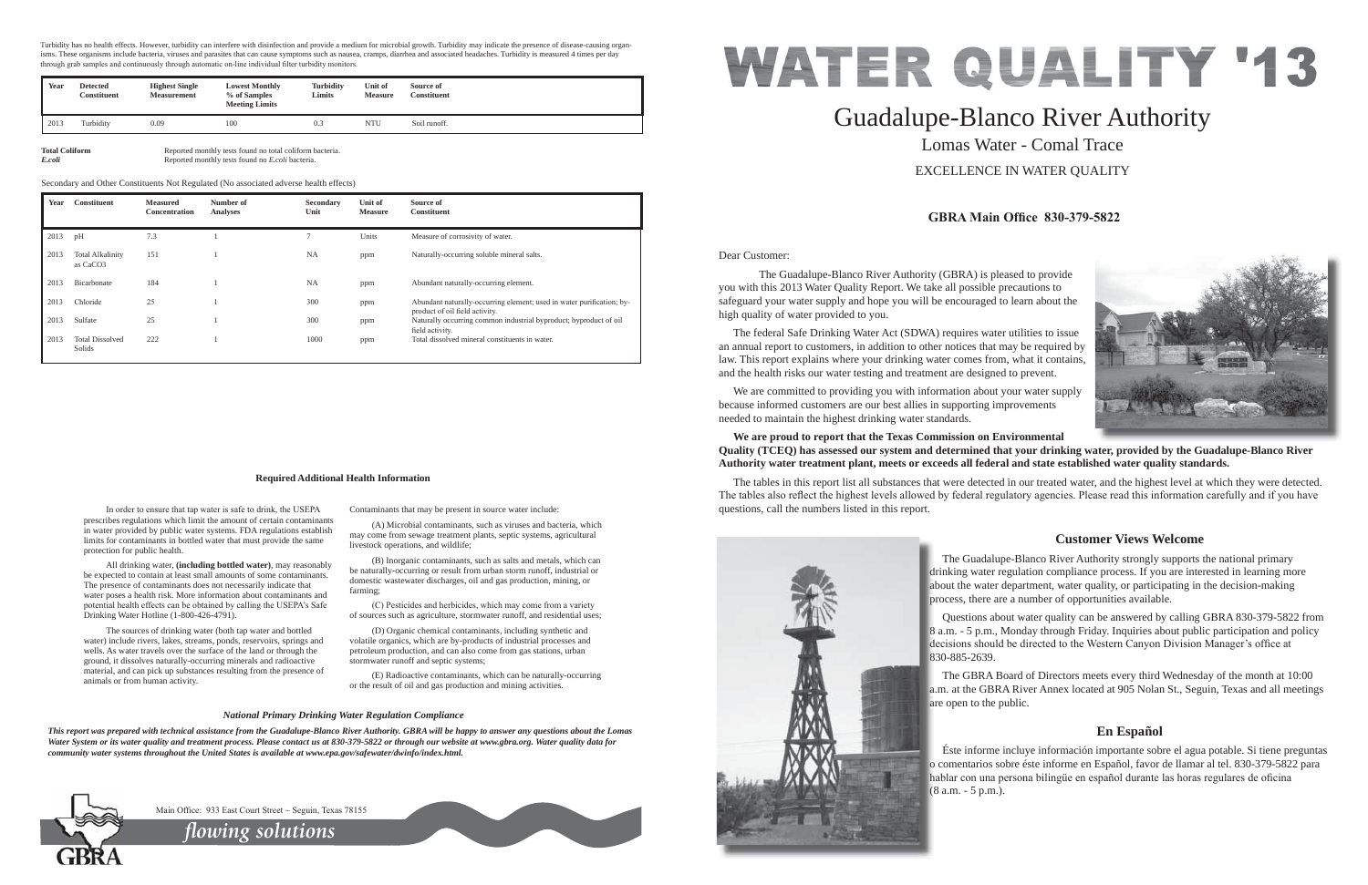# WATER QUALITY '13

# Guadalupe-Blanco River Authority

## Lomas Water - Comal Trace

EXCELLENCE IN WATER QUALITY

**GBRA Main Office 830-379-5822**

Dear Customer:

The Guadalupe-Blanco River Authority (GBRA) is pleased to provide you with this 2013 Water Quality Report. We take all possible precautions to safeguard your water supply and hope you will be encouraged to learn about the high quality of water provided to you.

The federal Safe Drinking Water Act (SDWA) requires water utilities to issue an annual report to customers, in addition to other notices that may be required by law. This report explains where your drinking water comes from, what it contains, and the health risks our water testing and treatment are designed to prevent.

We are committed to providing you with information about your water supply because informed customers are our best allies in supporting improvements needed to maintain the highest drinking water standards.

**We are proud to report that the Texas Commission on Environmental Quality (TCEQ) has assessed our system and determined that your drinking water, provided by the Guadalupe-Blanco River Authority water treatment plant, meets or exceeds all federal and state established water quality standards.**

The tables in this report list all substances that were detected in our treated water, and the highest level at which they were detected. The tables also reflect the highest levels allowed by federal regulatory agencies. Please read this information carefully and if you have questions, call the numbers listed in this report.

### Customer Views Welcome

The Guadalupe-Blanco River Authority strongly supports the national primary drinking water regulation compliance process. If you are interested in learning more about the water department, water quality, or participating in the decision-making process, there are a number of opportunities available.

Questions about water quality can be answered by calling GBRA 830-379-5822 from 8 a.m. - 5 p.m., Monday through Friday. Inquiries about public participation and policy decisions should be directed to the Western Canyon Division Manager's office at 830-885-2639.

The GBRA Board of Directors meets every third Wednesday of the month at 10:00 a.m. at the GBRA River Annex located at 905 Nolan St., Seguin, Texas and all meetings are open to the public.

### En Español

Éste informe incluye información importante sobre el agua potable. Si tiene preguntas o comentarios sobre éste informe en Español, favor de llamar al tel. 830-379-5822 para hablar con una persona bilingüe en español durante las horas regulares de oficina (8 a.m. - 5 p.m.).

Turbidity has no health effects. However, turbidity can interfere with disinfection and provide a medium for microbial growth. Turbidity may indicate the presence of disease-causing organisms. These organisms include bacteria, viruses and parasites that can cause symptoms such as nausea, cramps, diarrhea and associated headaches. Turbidity is measured 4 times per day through grab samples and continuously through automatic on-line individual filter turbidity monitors.

| Year | Detected Constituent | Highest Single Measurement | Lowest Monthly % of Samples Meeting Limits | Turbidity Limits | Unit of Measure | Source of Constituent |
|---|---|---|---|---|---|---|
| 2013 | Turbidity | 0.09 | 100 | 0.3 | NTU | Soil runoff. |

**Total Coliform** Reported monthly tests found no total coliform bacteria.
***E.coli*** Reported monthly tests found no *E.coli* bacteria.

Secondary and Other Constituents Not Regulated (No associated adverse health effects)

| Year | Constituent | Measured Concentration | Number of Analyses | Secondary Unit | Unit of Measure | Source of Constituent |
|---|---|---|---|---|---|---|
| 2013 | pH | 7.3 | 1 | 7 | Units | Measure of corrosivity of water. |
| 2013 | Total Alkalinity as $CaCO_3$ | 151 | 1 | NA | ppm | Naturally-occurring soluble mineral salts. |
| 2013 | Bicarbonate | 184 | 1 | NA | ppm | Abundant naturally-occurring element. |
| 2013 | Chloride | 25 | 1 | 300 | ppm | Abundant naturally-occurring element; used in water purification; by-product of oil field activity. |
| 2013 | Sulfate | 25 | 1 | 300 | ppm | Naturally occurring common industrial byproduct; byproduct of oil field activity. |
| 2013 | Total Dissolved Solids | 222 | 1 | 1000 | ppm | Total dissolved mineral constituents in water. |

### Required Additional Health Information

In order to ensure that tap water is safe to drink, the USEPA prescribes regulations which limit the amount of certain contaminants in water provided by public water systems. FDA regulations establish limits for contaminants in bottled water that must provide the same protection for public health.

All drinking water, **(including bottled water)**, may reasonably be expected to contain at least small amounts of some contaminants. The presence of contaminants does not necessarily indicate that water poses a health risk. More information about contaminants and potential health effects can be obtained by calling the USEPA's Safe Drinking Water Hotline (1-800-426-4791).

The sources of drinking water (both tap water and bottled water) include rivers, lakes, streams, ponds, reservoirs, springs and wells. As water travels over the surface of the land or through the ground, it dissolves naturally-occurring minerals and radioactive material, and can pick up substances resulting from the presence of animals or from human activity.

Contaminants that may be present in source water include:

(A) Microbial contaminants, such as viruses and bacteria, which may come from sewage treatment plants, septic systems, agricultural livestock operations, and wildlife;

(B) Inorganic contaminants, such as salts and metals, which can be naturally-occurring or result from urban storm runoff, industrial or domestic wastewater discharges, oil and gas production, mining, or farming;

(C) Pesticides and herbicides, which may come from a variety of sources such as agriculture, stormwater runoff, and residential uses;

(D) Organic chemical contaminants, including synthetic and volatile organics, which are by-products of industrial processes and petroleum production, and can also come from gas stations, urban stormwater runoff and septic systems;

(E) Radioactive contaminants, which can be naturally-occurring or the result of oil and gas production and mining activities.

*National Primary Drinking Water Regulation Compliance*

***This report was prepared with technical assistance from the Guadalupe-Blanco River Authority. GBRA will be happy to answer any questions about the Lomas Water System or its water quality and treatment process. Please contact us at 830-379-5822 or through our website at www.gbra.org. Water quality data for community water systems throughout the United States is available at www.epa.gov/safewater/dwinfo/index.html.***

Main Office: 933 East Court Street ~ Seguin, Texas 78155

*flowing solutions*

GBRA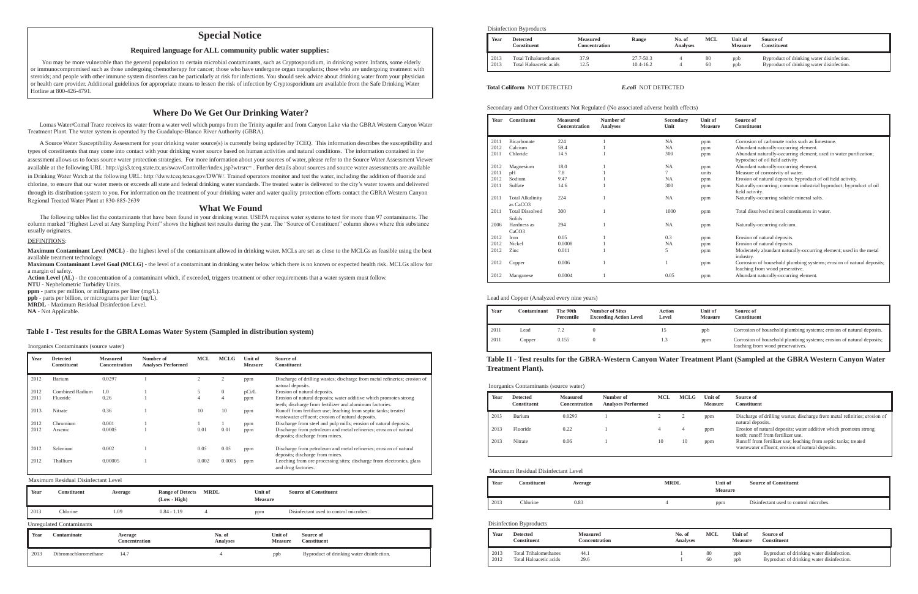# Special Notice

### Required language for ALL community public water supplies:

You may be more vulnerable than the general population to certain microbial contaminants, such as Cryptosporidium, in drinking water. Infants, some elderly or immunocompromised such as those undergoing chemotherapy for cancer; those who have undergone organ transplants; those who are undergoing treatment with steroids; and people with other immune system disorders can be particularly at risk for infections. You should seek advice about drinking water from your physician or health care provider. Additional guidelines for appropriate means to lessen the risk of infection by Cryptosporidium are available from the Safe Drinking Water Hotline at 800-426-4791.

## Where Do We Get Our Drinking Water?

Lomas Water/Comal Trace receives its water from a water well which pumps from the Trinity aquifer and from Canyon Lake via the GBRA Western Canyon Water Treatment Plant. The water system is operated by the Guadalupe-Blanco River Authority (GBRA).

A Source Water Susceptibility Assessment for your drinking water source(s) is currently being updated by TCEQ. This information describes the susceptibility and types of constituents that may come into contact with your drinking water source based on human activities and natural conditions. The information contained in the assessment allows us to focus source water protection strategies. For more information about your sources of water, please refer to the Source Water Assessment Viewer available at the following URL: http://gis3.tceq.state.tx.us/swav/Controller/index.jsp?wtrsrc= . Further details about sources and source water assessments are available in Drinking Water Watch at the following URL: http://dww.tceq.texas.gov/DWW/. Trained operators monitor and test the water, including the addition of fluoride and chlorine, to ensure that our water meets or exceeds all state and federal drinking water standards. The treated water is delivered to the city's water towers and delivered through its distribution system to you. For information on the treatment of your drinking water and water quality protection efforts contact the GBRA Western Canyon Regional Treated Water Plant at 830-885-2639

## What We Found

The following tables list the contaminants that have been found in your drinking water. USEPA requires water systems to test for more than 97 contaminants. The column marked "Highest Level at Any Sampling Point" shows the highest test results during the year. The "Source of Constituent" column shows where this substance usually originates.

DEFINITIONS:

**Maximum Contaminant Level (MCL)** - the highest level of the contaminant allowed in drinking water. MCLs are set as close to the MCLGs as feasible using the best available treatment technology.

**Maximum Contaminant Level Goal (MCLG)** - the level of a contaminant in drinking water below which there is no known or expected health risk. MCLGs allow for a margin of safety.

**Action Level (AL)** - the concentration of a contaminant which, if exceeded, triggers treatment or other requirements that a water system must follow.

**NTU** - Nephelometric Turbidity Units.

**ppm** - parts per million, or milligrams per liter (mg/L).

**ppb** - parts per billion, or micrograms per liter (ug/L).

**MRDL** - Maximum Residual Disinfection Level.

**NA** - Not Applicable.

### Table I - Test results for the GBRA Lomas Water System (Sampled in distribution system)

Inorganics Contaminants (source water)

| Year | Detected Constituent | Measured Concentration | Number of Analyses Performed | MCL | MCLG | Unit of Measure | Source of Constituent |
|---|---|---|---|---|---|---|---|
| 2012 | Barium | 0.0297 | 1 | 2 | 2 | ppm | Discharge of drilling wastes; discharge from metal refineries; erosion of natural deposits. |
| 2012 | Combined Radium | 1.0 | 1 | 5 | 0 | pCi/L | Erosion of natural deposits. |
| 2011 | Fluoride | 0.26 | 1 | 4 | 4 | ppm | Erosion of natural deposits; water additive which promotes strong teeth; discharge from fertilizer and aluminum factories. |
| 2013 | Nitrate | 0.36 | 1 | 10 | 10 | ppm | Runoff from fertilizer use; leaching from septic tanks; treated wastewater effluent; erosion of natural deposits. |
| 2012 | Chromium | 0.001 | 1 | 1 | 1 | ppm | Discharge from steel and pulp mills; erosion of natural deposits. |
| 2012 | Arsenic | 0.0005 | 1 | 0.01 | 0.01 | ppm | Discharge from petroleum and metal refineries; erosion of natural deposits; discharge from mines. |
| 2012 | Selenium | 0.002 | 1 | 0.05 | 0.05 | ppm | Discharge from petroleum and metal refineries; erosion of natural deposits; discharge from mines. |
| 2012 | Thallium | 0.00005 | 1 | 0.002 | 0.0005 | ppm | Leeching from ore processing sites; discharge from electronics, glass and drug factories. |

Maximum Residual Disinfectant Level

| Year | Constituent | Average | Range of Detects (Low - High) | MRDL | Unit of Measure | Source of Constituent |
|---|---|---|---|---|---|---|
| 2013 | Chlorine | 1.09 | 0.84 - 1.19 | 4 | ppm | Disinfectant used to control microbes. |

Unregulated Contaminants

| Year | Contaminate | Average Concentration | No. of Analyses | Unit of Measure | Source of Constituent |
|---|---|---|---|---|---|
| 2013 | Dibromochloromethane | 14.7 | 4 | ppb | Byproduct of drinking water disinfection. |

Disinfection Byproducts

| Year | Detected Constituent | Measured Concentration | Range | No. of Analyses | MCL | Unit of Measure | Source of Constituent |
|---|---|---|---|---|---|---|---|
| 2013 | Total Trihalomethanes | 37.9 | 27.7-50.3 | 4 | 80 | ppb | Byproduct of drinking water disinfection. |
| 2013 | Total Haloacetic acids | 12.5 | 10.4-16.2 | 4 | 60 | ppb | Byproduct of drinking water disinfection. |

**Total Coliform** NOT DETECTED **_E.coli_** NOT DETECTED

Secondary and Other Constituents Not Regulated (No associated adverse health effects)

| Year | Constituent | Measured Concentration | Number of Analyses | Secondary Unit | Unit of Measure | Source of Constituent |
|---|---|---|---|---|---|---|
| 2011 | Bicarbonate | 224 | 1 | NA | ppm | Corrosion of carbonate rocks such as limestone. |
| 2012 | Calcium | 59.4 | 1 | NA | ppm | Abundant naturally-occurring element. |
| 2011 | Chloride | 14.5 | 1 | 300 | ppm | Abundant naturally-occurring element; used in water purification; byproduct of oil field activity. |
| 2012 | Magnesium | 18.0 | 1 | NA | ppm | Abundant naturally-occurring element. |
| 2011 | pH | 7.8 | 1 | 7 | units | Measure of corrosivity of water. |
| 2012 | Sodium | 9.47 | 1 | NA | ppm | Erosion of natural deposits; byproduct of oil field activity. |
| 2011 | Sulfate | 14.6 | 1 | 300 | ppm | Naturally-occurring; common industrial byproduct; byproduct of oil field activity. |
| 2011 | Total Alkalinity as $CaCO_3$ | 224 | 1 | NA | ppm | Naturally-occurring soluble mineral salts. |
| 2011 | Total Dissolved Solids | 300 | 1 | 1000 | ppm | Total dissolved mineral constituents in water. |
| 2006 | Hardness as $CaCO_3$ | 294 | 1 | NA | ppm | Naturally-occurring calcium. |
| 2012 | Iron | 0.05 | 1 | 0.3 | ppm | Erosion of natural deposits. |
| 2012 | Nickel | 0.0008 | 1 | NA | ppm | Erosion of natural deposits. |
| 2012 | Zinc | 0.011 | 1 | 5 | ppm | Moderately abundant naturally-occurring element; used in the metal industry. |
| 2012 | Copper | 0.006 | 1 | 1 | ppm | Corrosion of household plumbing systems; erosion of natural deposits; leaching from wood preserative. |
| 2012 | Manganese | 0.0004 | 1 | 0.05 | ppm | Abundant naturally-occurring element. |

Lead and Copper (Analyzed every nine years)

| Year | Contaminant | The 90th Percentile | Number of Sites Exceeding Action Level | Action Level | Unit of Measure | Source of Constituent |
|---|---|---|---|---|---|---|
| 2011 | Lead | 7.2 | 0 | 15 | ppb | Corrosion of household plumbing systems; erosion of natural deposits. |
| 2011 | Copper | 0.155 | 0 | 1.3 | ppm | Corrosion of household plumbing systems; erosion of natural deposits; leaching from wood preservatives. |

### Table II - Test results for the GBRA-Western Canyon Water Treatment Plant (Sampled at the GBRA Western Canyon Water Treatment Plant).

Inorganics Contaminants (source water)

| Year | Detected Constituent | Measured Concentration | Number of Analyses Performed | MCL | MCLG | Unit of Measure | Source of Constituent |
|---|---|---|---|---|---|---|---|
| 2013 | Barium | 0.0293 | 1 | 2 | 2 | ppm | Discharge of drilling wastes; discharge from metal refinries; erosion of natural deposits. |
| 2013 | Fluoride | 0.22 | 1 | 4 | 4 | ppm | Erosion of natural deposits; water additive which promotes strong teeth; runoff from fertilizer use. |
| 2013 | Nitrate | 0.06 | 1 | 10 | 10 | ppm | Runoff from fertilizer use; leaching from septic tanks; treated wastewater effluent; erosion of natural deposits. |

Maximum Residual Disinfectant Level

| Year | Constituent | Average | MRDL | Unit of Measure | Source of Constituent |
|---|---|---|---|---|---|
| 2013 | Chlorine | 0.83 | 4 | ppm | Disinfectant used to control microbes. |

Disinfection Byproducts

| Year | Detected Constituent | Measured Concentration | No. of Analyses | MCL | Unit of Measure | Source of Constituent |
|---|---|---|---|---|---|---|
| 2013 | Total Trihalomethanes | 44.1 | 1 | 80 | ppb | Byproduct of drinking water disinfection. |
| 2012 | Total Haloacetic acids | 29.6 | 1 | 60 | ppb | Byproduct of drinking water disinfection. |